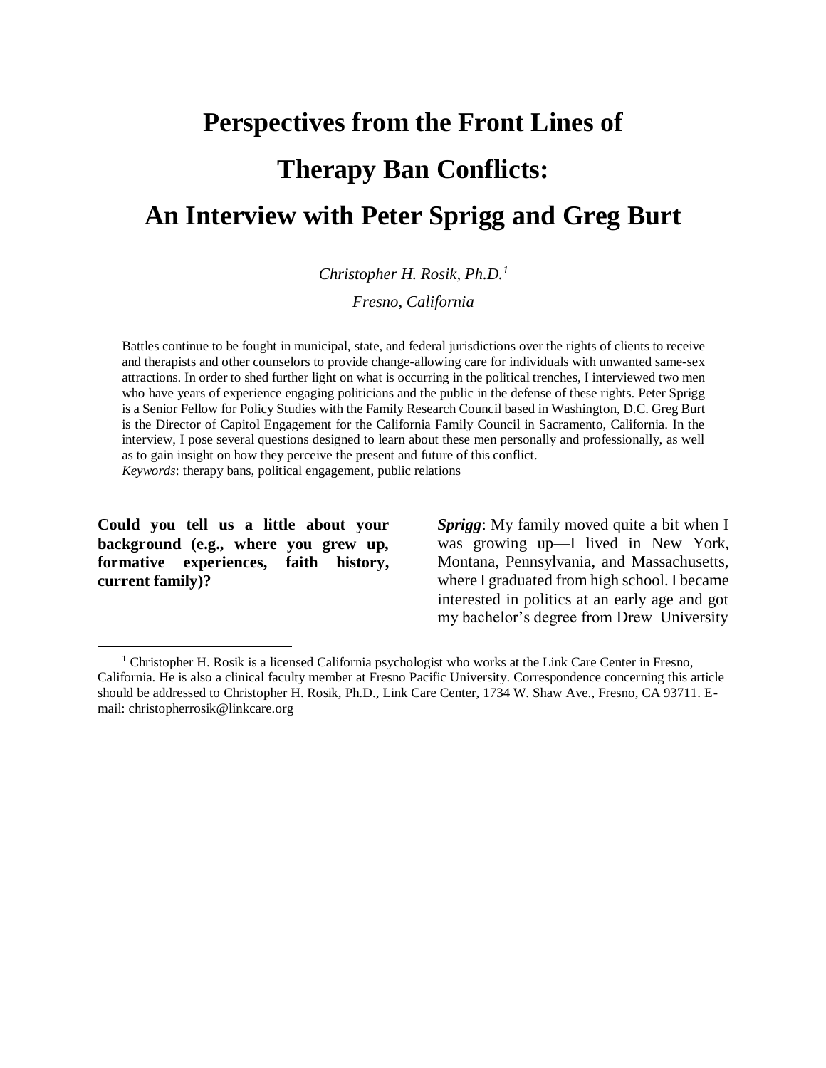# Perspectives from the Front Lines of Therapy Ban Conflicts: An Interview with Peter Sprigg and Greg Burt

*Christopher H. Rosik, Ph.D.*[1]

*Fresno, California*

Battles continue to be fought in municipal, state, and federal jurisdictions over the rights of clients to receive and therapists and other counselors to provide change-allowing care for individuals with unwanted same-sex attractions. In order to shed further light on what is occurring in the political trenches, I interviewed two men who have years of experience engaging politicians and the public in the defense of these rights. Peter Sprigg is a Senior Fellow for Policy Studies with the Family Research Council based in Washington, D.C. Greg Burt is the Director of Capitol Engagement for the California Family Council in Sacramento, California. In the interview, I pose several questions designed to learn about these men personally and professionally, as well as to gain insight on how they perceive the present and future of this conflict.

*Keywords*: therapy bans, political engagement, public relations

**Could you tell us a little about your background (e.g., where you grew up, formative experiences, faith history, current family)?**

***Sprigg***: My family moved quite a bit when I was growing up—I lived in New York, Montana, Pennsylvania, and Massachusetts, where I graduated from high school. I became interested in politics at an early age and got my bachelor's degree from Drew University

[1] Christopher H. Rosik is a licensed California psychologist who works at the Link Care Center in Fresno, California. He is also a clinical faculty member at Fresno Pacific University. Correspondence concerning this article should be addressed to Christopher H. Rosik, Ph.D., Link Care Center, 1734 W. Shaw Ave., Fresno, CA 93711. E-mail: christopherrosik@linkcare.org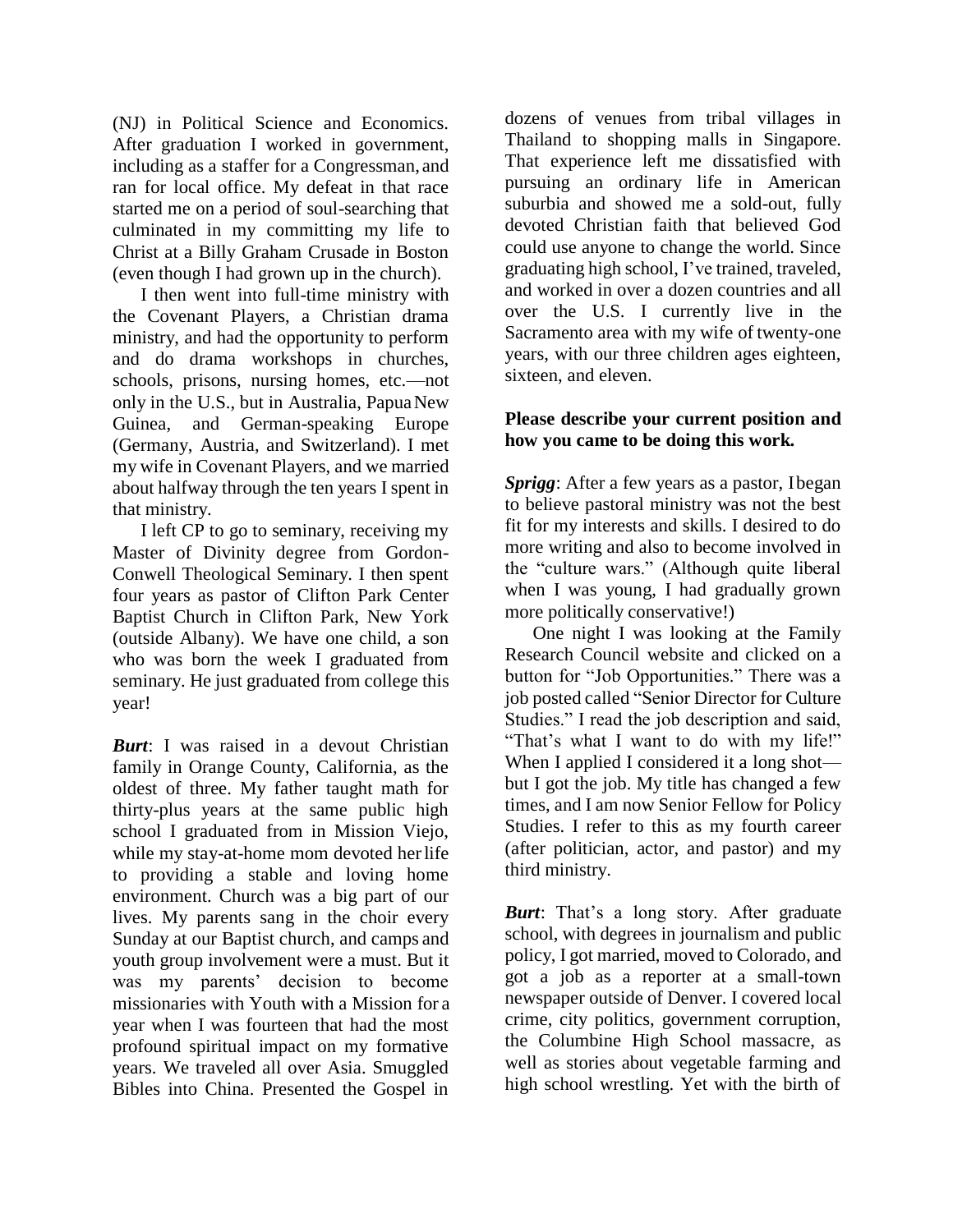(NJ) in Political Science and Economics. After graduation I worked in government, including as a staffer for a Congressman, and ran for local office. My defeat in that race started me on a period of soul-searching that culminated in my committing my life to Christ at a Billy Graham Crusade in Boston (even though I had grown up in the church).

I then went into full-time ministry with the Covenant Players, a Christian drama ministry, and had the opportunity to perform and do drama workshops in churches, schools, prisons, nursing homes, etc.—not only in the U.S., but in Australia, Papua New Guinea, and German-speaking Europe (Germany, Austria, and Switzerland). I met my wife in Covenant Players, and we married about halfway through the ten years I spent in that ministry.

I left CP to go to seminary, receiving my Master of Divinity degree from Gordon-Conwell Theological Seminary. I then spent four years as pastor of Clifton Park Center Baptist Church in Clifton Park, New York (outside Albany). We have one child, a son who was born the week I graduated from seminary. He just graduated from college this year!

***Burt***: I was raised in a devout Christian family in Orange County, California, as the oldest of three. My father taught math for thirty-plus years at the same public high school I graduated from in Mission Viejo, while my stay-at-home mom devoted her life to providing a stable and loving home environment. Church was a big part of our lives. My parents sang in the choir every Sunday at our Baptist church, and camps and youth group involvement were a must. But it was my parents' decision to become missionaries with Youth with a Mission for a year when I was fourteen that had the most profound spiritual impact on my formative years. We traveled all over Asia. Smuggled Bibles into China. Presented the Gospel in dozens of venues from tribal villages in Thailand to shopping malls in Singapore. That experience left me dissatisfied with pursuing an ordinary life in American suburbia and showed me a sold-out, fully devoted Christian faith that believed God could use anyone to change the world. Since graduating high school, I've trained, traveled, and worked in over a dozen countries and all over the U.S. I currently live in the Sacramento area with my wife of twenty-one years, with our three children ages eighteen, sixteen, and eleven.

**Please describe your current position and how you came to be doing this work.**

***Sprigg***: After a few years as a pastor, I began to believe pastoral ministry was not the best fit for my interests and skills. I desired to do more writing and also to become involved in the "culture wars." (Although quite liberal when I was young, I had gradually grown more politically conservative!)

One night I was looking at the Family Research Council website and clicked on a button for "Job Opportunities." There was a job posted called "Senior Director for Culture Studies." I read the job description and said, "That's what I want to do with my life!" When I applied I considered it a long shot—but I got the job. My title has changed a few times, and I am now Senior Fellow for Policy Studies. I refer to this as my fourth career (after politician, actor, and pastor) and my third ministry.

***Burt***: That's a long story. After graduate school, with degrees in journalism and public policy, I got married, moved to Colorado, and got a job as a reporter at a small-town newspaper outside of Denver. I covered local crime, city politics, government corruption, the Columbine High School massacre, as well as stories about vegetable farming and high school wrestling. Yet with the birth of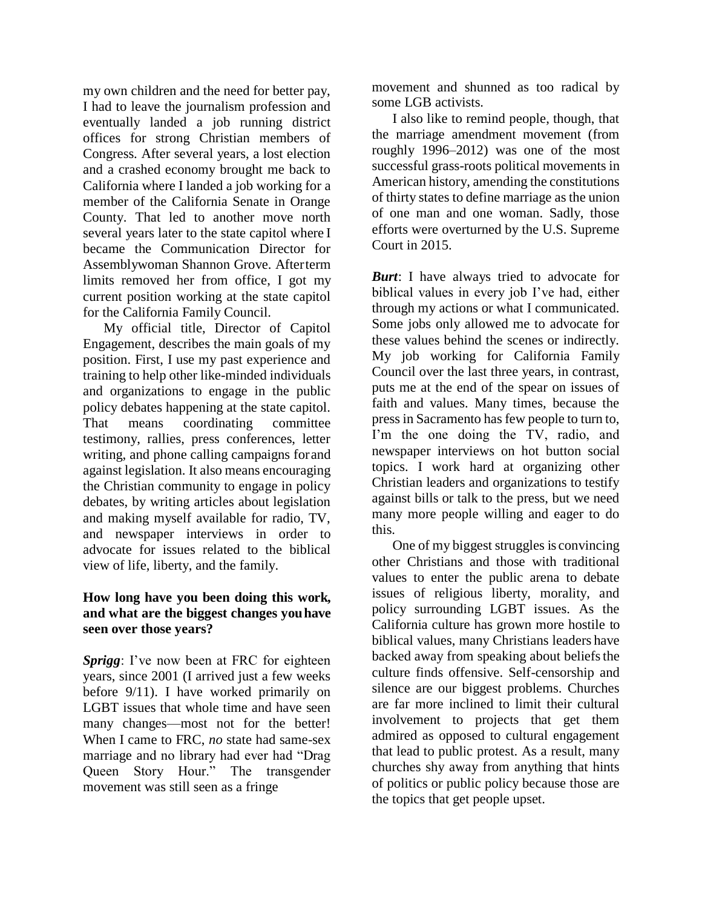my own children and the need for better pay, I had to leave the journalism profession and eventually landed a job running district offices for strong Christian members of Congress. After several years, a lost election and a crashed economy brought me back to California where I landed a job working for a member of the California Senate in Orange County. That led to another move north several years later to the state capitol where I became the Communication Director for Assemblywoman Shannon Grove. After term limits removed her from office, I got my current position working at the state capitol for the California Family Council.

My official title, Director of Capitol Engagement, describes the main goals of my position. First, I use my past experience and training to help other like-minded individuals and organizations to engage in the public policy debates happening at the state capitol. That means coordinating committee testimony, rallies, press conferences, letter writing, and phone calling campaigns for and against legislation. It also means encouraging the Christian community to engage in policy debates, by writing articles about legislation and making myself available for radio, TV, and newspaper interviews in order to advocate for issues related to the biblical view of life, liberty, and the family.

**How long have you been doing this work, and what are the biggest changes you have seen over those years?**

***Sprigg***: I've now been at FRC for eighteen years, since 2001 (I arrived just a few weeks before 9/11). I have worked primarily on LGBT issues that whole time and have seen many changes—most not for the better! When I came to FRC, *no* state had same-sex marriage and no library had ever had "Drag Queen Story Hour." The transgender movement was still seen as a fringe movement and shunned as too radical by some LGB activists.

I also like to remind people, though, that the marriage amendment movement (from roughly 1996–2012) was one of the most successful grass-roots political movements in American history, amending the constitutions of thirty states to define marriage as the union of one man and one woman. Sadly, those efforts were overturned by the U.S. Supreme Court in 2015.

***Burt***: I have always tried to advocate for biblical values in every job I've had, either through my actions or what I communicated. Some jobs only allowed me to advocate for these values behind the scenes or indirectly. My job working for California Family Council over the last three years, in contrast, puts me at the end of the spear on issues of faith and values. Many times, because the press in Sacramento has few people to turn to, I'm the one doing the TV, radio, and newspaper interviews on hot button social topics. I work hard at organizing other Christian leaders and organizations to testify against bills or talk to the press, but we need many more people willing and eager to do this.

One of my biggest struggles is convincing other Christians and those with traditional values to enter the public arena to debate issues of religious liberty, morality, and policy surrounding LGBT issues. As the California culture has grown more hostile to biblical values, many Christians leaders have backed away from speaking about beliefs the culture finds offensive. Self-censorship and silence are our biggest problems. Churches are far more inclined to limit their cultural involvement to projects that get them admired as opposed to cultural engagement that lead to public protest. As a result, many churches shy away from anything that hints of politics or public policy because those are the topics that get people upset.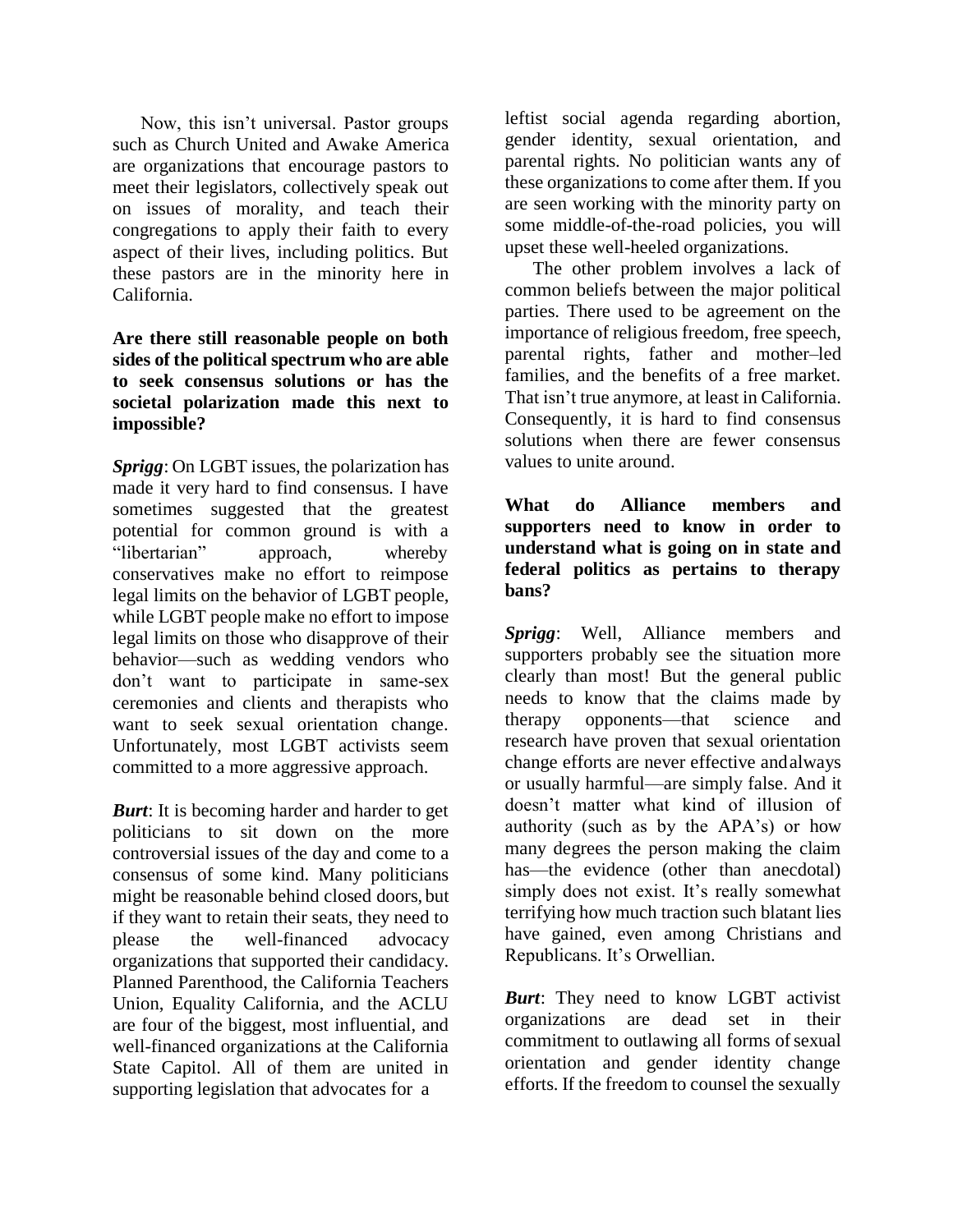Now, this isn't universal. Pastor groups such as Church United and Awake America are organizations that encourage pastors to meet their legislators, collectively speak out on issues of morality, and teach their congregations to apply their faith to every aspect of their lives, including politics. But these pastors are in the minority here in California.

**Are there still reasonable people on both sides of the political spectrum who are able to seek consensus solutions or has the societal polarization made this next to impossible?**

***Sprigg***: On LGBT issues, the polarization has made it very hard to find consensus. I have sometimes suggested that the greatest potential for common ground is with a "libertarian" approach, whereby conservatives make no effort to reimpose legal limits on the behavior of LGBT people, while LGBT people make no effort to impose legal limits on those who disapprove of their behavior—such as wedding vendors who don't want to participate in same-sex ceremonies and clients and therapists who want to seek sexual orientation change. Unfortunately, most LGBT activists seem committed to a more aggressive approach.

***Burt***: It is becoming harder and harder to get politicians to sit down on the more controversial issues of the day and come to a consensus of some kind. Many politicians might be reasonable behind closed doors, but if they want to retain their seats, they need to please the well-financed advocacy organizations that supported their candidacy. Planned Parenthood, the California Teachers Union, Equality California, and the ACLU are four of the biggest, most influential, and well-financed organizations at the California State Capitol. All of them are united in supporting legislation that advocates for a leftist social agenda regarding abortion, gender identity, sexual orientation, and parental rights. No politician wants any of these organizations to come after them. If you are seen working with the minority party on some middle-of-the-road policies, you will upset these well-heeled organizations.

The other problem involves a lack of common beliefs between the major political parties. There used to be agreement on the importance of religious freedom, free speech, parental rights, father and mother–led families, and the benefits of a free market. That isn't true anymore, at least in California. Consequently, it is hard to find consensus solutions when there are fewer consensus values to unite around.

**What do Alliance members and supporters need to know in order to understand what is going on in state and federal politics as pertains to therapy bans?**

***Sprigg***: Well, Alliance members and supporters probably see the situation more clearly than most! But the general public needs to know that the claims made by therapy opponents—that science and research have proven that sexual orientation change efforts are never effective and always or usually harmful—are simply false. And it doesn't matter what kind of illusion of authority (such as by the APA's) or how many degrees the person making the claim has—the evidence (other than anecdotal) simply does not exist. It's really somewhat terrifying how much traction such blatant lies have gained, even among Christians and Republicans. It's Orwellian.

***Burt***: They need to know LGBT activist organizations are dead set in their commitment to outlawing all forms of sexual orientation and gender identity change efforts. If the freedom to counsel the sexually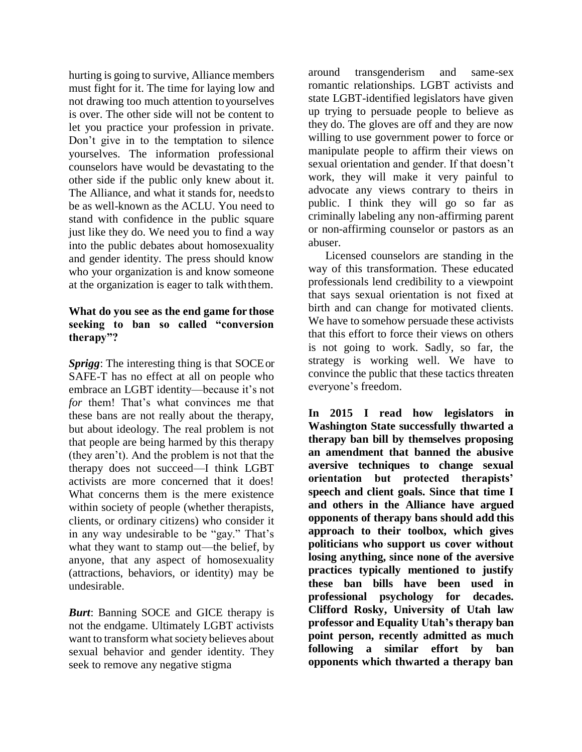hurting is going to survive, Alliance members must fight for it. The time for laying low and not drawing too much attention to yourselves is over. The other side will not be content to let you practice your profession in private. Don't give in to the temptation to silence yourselves. The information professional counselors have would be devastating to the other side if the public only knew about it. The Alliance, and what it stands for, needs to be as well-known as the ACLU. You need to stand with confidence in the public square just like they do. We need you to find a way into the public debates about homosexuality and gender identity. The press should know who your organization is and know someone at the organization is eager to talk with them.

**What do you see as the end game for those seeking to ban so called "conversion therapy"?**

***Sprigg***: The interesting thing is that SOCE or SAFE-T has no effect at all on people who embrace an LGBT identity—because it's not *for* them! That's what convinces me that these bans are not really about the therapy, but about ideology. The real problem is not that people are being harmed by this therapy (they aren't). And the problem is not that the therapy does not succeed—I think LGBT activists are more concerned that it does! What concerns them is the mere existence within society of people (whether therapists, clients, or ordinary citizens) who consider it in any way undesirable to be "gay." That's what they want to stamp out—the belief, by anyone, that any aspect of homosexuality (attractions, behaviors, or identity) may be undesirable.

***Burt***: Banning SOCE and GICE therapy is not the endgame. Ultimately LGBT activists want to transform what society believes about sexual behavior and gender identity. They seek to remove any negative stigma around transgenderism and same-sex romantic relationships. LGBT activists and state LGBT-identified legislators have given up trying to persuade people to believe as they do. The gloves are off and they are now willing to use government power to force or manipulate people to affirm their views on sexual orientation and gender. If that doesn't work, they will make it very painful to advocate any views contrary to theirs in public. I think they will go so far as criminally labeling any non-affirming parent or non-affirming counselor or pastors as an abuser.

Licensed counselors are standing in the way of this transformation. These educated professionals lend credibility to a viewpoint that says sexual orientation is not fixed at birth and can change for motivated clients. We have to somehow persuade these activists that this effort to force their views on others is not going to work. Sadly, so far, the strategy is working well. We have to convince the public that these tactics threaten everyone's freedom.

**In 2015 I read how legislators in Washington State successfully thwarted a therapy ban bill by themselves proposing an amendment that banned the abusive aversive techniques to change sexual orientation but protected therapists' speech and client goals. Since that time I and others in the Alliance have argued opponents of therapy bans should add this approach to their toolbox, which gives politicians who support us cover without losing anything, since none of the aversive practices typically mentioned to justify these ban bills have been used in professional psychology for decades. Clifford Rosky, University of Utah law professor and Equality Utah's therapy ban point person, recently admitted as much following a similar effort by ban opponents which thwarted a therapy ban**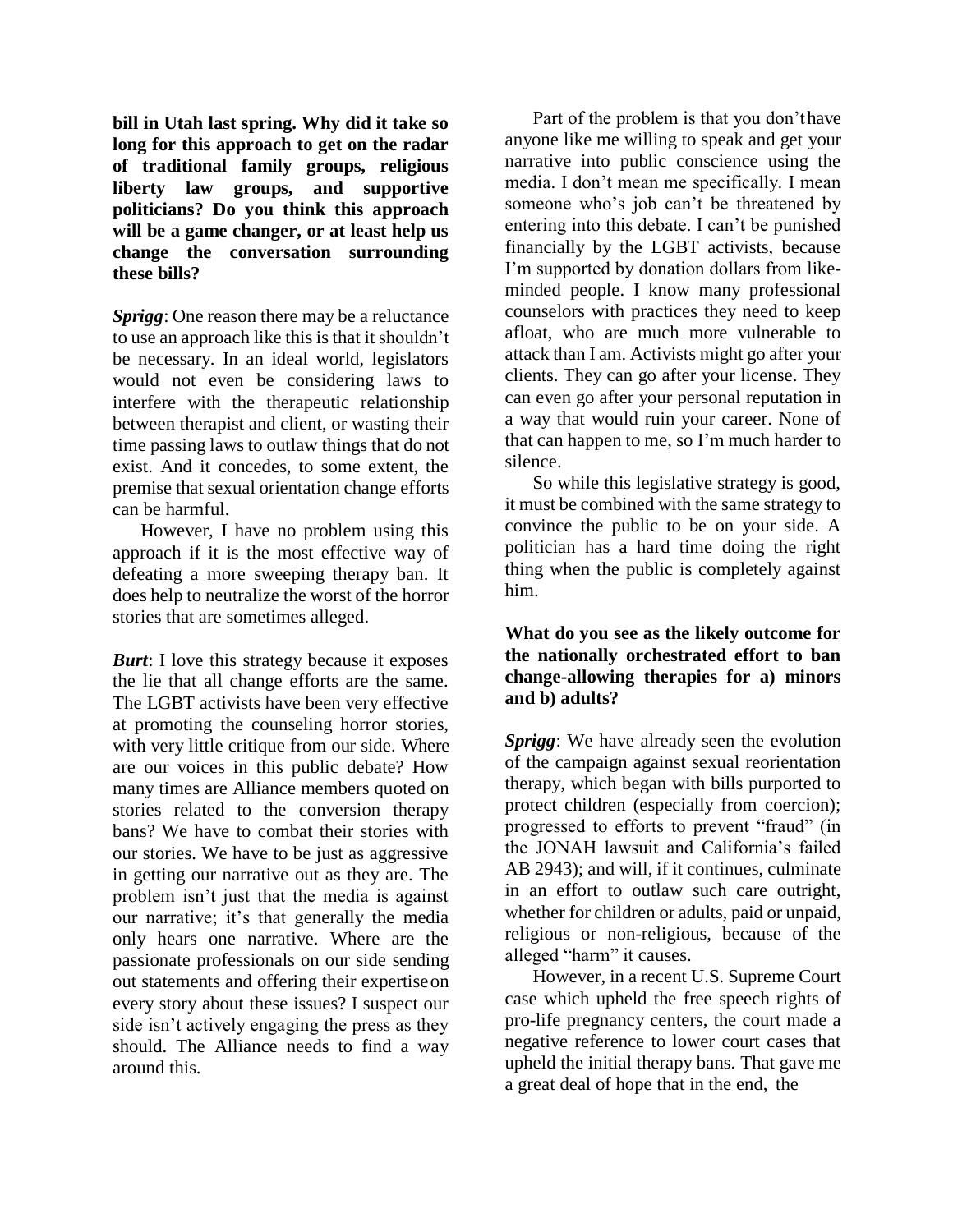**bill in Utah last spring. Why did it take so long for this approach to get on the radar of traditional family groups, religious liberty law groups, and supportive politicians? Do you think this approach will be a game changer, or at least help us change the conversation surrounding these bills?**

***Sprigg***: One reason there may be a reluctance to use an approach like this is that it shouldn't be necessary. In an ideal world, legislators would not even be considering laws to interfere with the therapeutic relationship between therapist and client, or wasting their time passing laws to outlaw things that do not exist. And it concedes, to some extent, the premise that sexual orientation change efforts can be harmful.

However, I have no problem using this approach if it is the most effective way of defeating a more sweeping therapy ban. It does help to neutralize the worst of the horror stories that are sometimes alleged.

***Burt***: I love this strategy because it exposes the lie that all change efforts are the same. The LGBT activists have been very effective at promoting the counseling horror stories, with very little critique from our side. Where are our voices in this public debate? How many times are Alliance members quoted on stories related to the conversion therapy bans? We have to combat their stories with our stories. We have to be just as aggressive in getting our narrative out as they are. The problem isn't just that the media is against our narrative; it's that generally the media only hears one narrative. Where are the passionate professionals on our side sending out statements and offering their expertise on every story about these issues? I suspect our side isn't actively engaging the press as they should. The Alliance needs to find a way around this.

Part of the problem is that you don't have anyone like me willing to speak and get your narrative into public conscience using the media. I don't mean me specifically. I mean someone who's job can't be threatened by entering into this debate. I can't be punished financially by the LGBT activists, because I'm supported by donation dollars from like-minded people. I know many professional counselors with practices they need to keep afloat, who are much more vulnerable to attack than I am. Activists might go after your clients. They can go after your license. They can even go after your personal reputation in a way that would ruin your career. None of that can happen to me, so I'm much harder to silence.

So while this legislative strategy is good, it must be combined with the same strategy to convince the public to be on your side. A politician has a hard time doing the right thing when the public is completely against him.

**What do you see as the likely outcome for the nationally orchestrated effort to ban change-allowing therapies for a) minors and b) adults?**

***Sprigg***: We have already seen the evolution of the campaign against sexual reorientation therapy, which began with bills purported to protect children (especially from coercion); progressed to efforts to prevent "fraud" (in the JONAH lawsuit and California's failed AB 2943); and will, if it continues, culminate in an effort to outlaw such care outright, whether for children or adults, paid or unpaid, religious or non-religious, because of the alleged "harm" it causes.

However, in a recent U.S. Supreme Court case which upheld the free speech rights of pro-life pregnancy centers, the court made a negative reference to lower court cases that upheld the initial therapy bans. That gave me a great deal of hope that in the end, the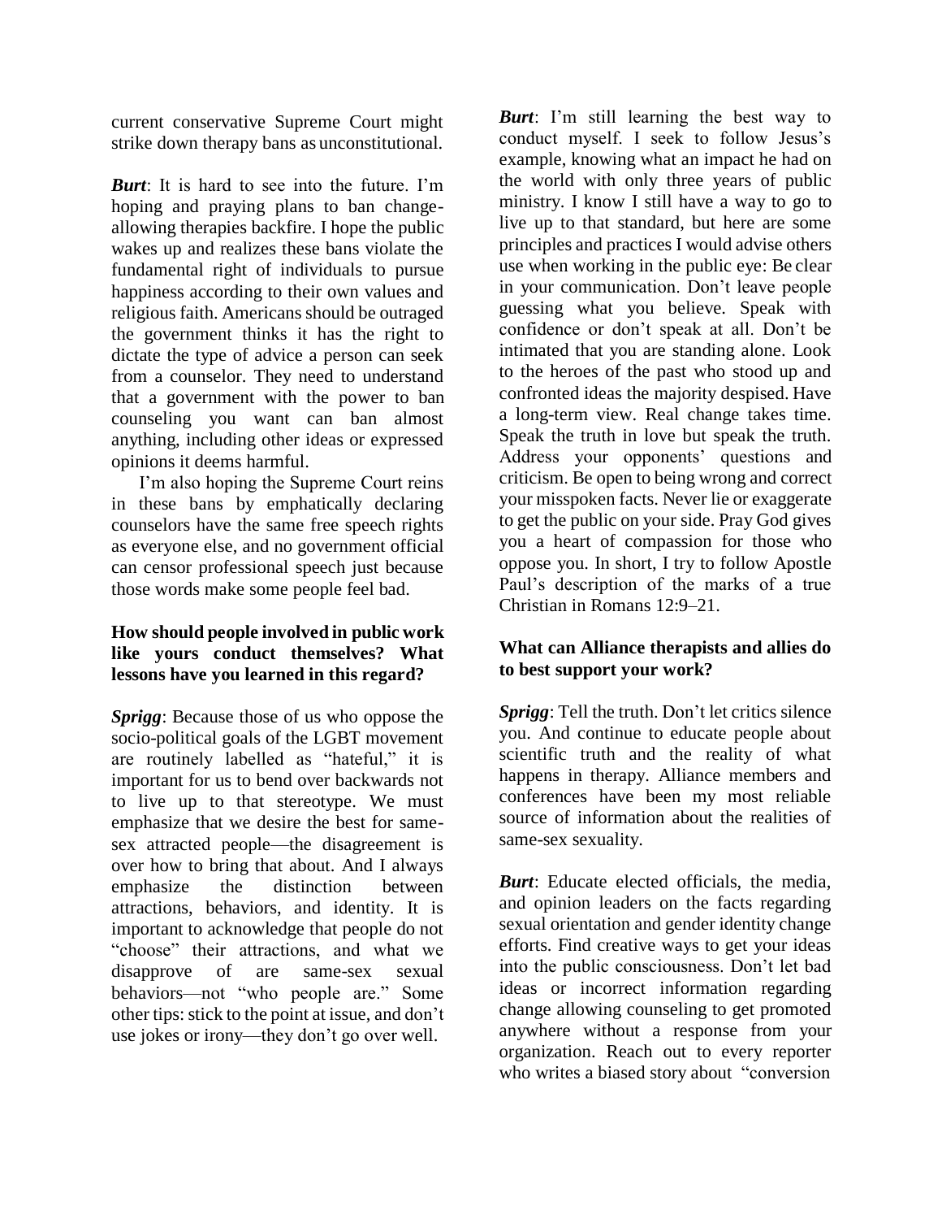current conservative Supreme Court might strike down therapy bans as unconstitutional.

***Burt***: It is hard to see into the future. I'm hoping and praying plans to ban change-allowing therapies backfire. I hope the public wakes up and realizes these bans violate the fundamental right of individuals to pursue happiness according to their own values and religious faith. Americans should be outraged the government thinks it has the right to dictate the type of advice a person can seek from a counselor. They need to understand that a government with the power to ban counseling you want can ban almost anything, including other ideas or expressed opinions it deems harmful.

I'm also hoping the Supreme Court reins in these bans by emphatically declaring counselors have the same free speech rights as everyone else, and no government official can censor professional speech just because those words make some people feel bad.

**How should people involved in public work like yours conduct themselves? What lessons have you learned in this regard?**

***Sprigg***: Because those of us who oppose the socio-political goals of the LGBT movement are routinely labelled as "hateful," it is important for us to bend over backwards not to live up to that stereotype. We must emphasize that we desire the best for same-sex attracted people—the disagreement is over how to bring that about. And I always emphasize the distinction between attractions, behaviors, and identity. It is important to acknowledge that people do not "choose" their attractions, and what we disapprove of are same-sex sexual behaviors—not "who people are." Some other tips: stick to the point at issue, and don't use jokes or irony—they don't go over well.

***Burt***: I'm still learning the best way to conduct myself. I seek to follow Jesus's example, knowing what an impact he had on the world with only three years of public ministry. I know I still have a way to go to live up to that standard, but here are some principles and practices I would advise others use when working in the public eye: Be clear in your communication. Don't leave people guessing what you believe. Speak with confidence or don't speak at all. Don't be intimated that you are standing alone. Look to the heroes of the past who stood up and confronted ideas the majority despised. Have a long-term view. Real change takes time. Speak the truth in love but speak the truth. Address your opponents' questions and criticism. Be open to being wrong and correct your misspoken facts. Never lie or exaggerate to get the public on your side. Pray God gives you a heart of compassion for those who oppose you. In short, I try to follow Apostle Paul's description of the marks of a true Christian in Romans 12:9–21.

**What can Alliance therapists and allies do to best support your work?**

***Sprigg***: Tell the truth. Don't let critics silence you. And continue to educate people about scientific truth and the reality of what happens in therapy. Alliance members and conferences have been my most reliable source of information about the realities of same-sex sexuality.

***Burt***: Educate elected officials, the media, and opinion leaders on the facts regarding sexual orientation and gender identity change efforts. Find creative ways to get your ideas into the public consciousness. Don't let bad ideas or incorrect information regarding change allowing counseling to get promoted anywhere without a response from your organization. Reach out to every reporter who writes a biased story about "conversion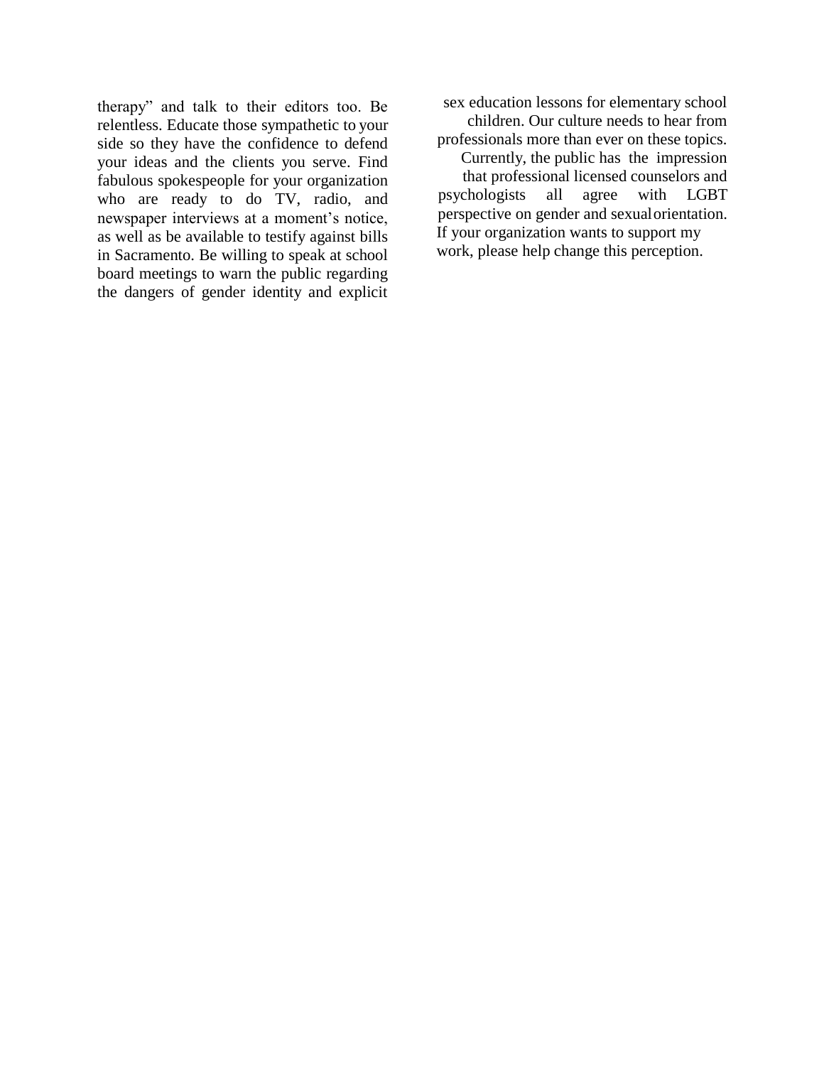therapy" and talk to their editors too. Be relentless. Educate those sympathetic to your side so they have the confidence to defend your ideas and the clients you serve. Find fabulous spokespeople for your organization who are ready to do TV, radio, and newspaper interviews at a moment's notice, as well as be available to testify against bills in Sacramento. Be willing to speak at school board meetings to warn the public regarding the dangers of gender identity and explicit sex education lessons for elementary school children. Our culture needs to hear from professionals more than ever on these topics. Currently, the public has the impression that professional licensed counselors and psychologists all agree with LGBT perspective on gender and sexual orientation. If your organization wants to support my work, please help change this perception.